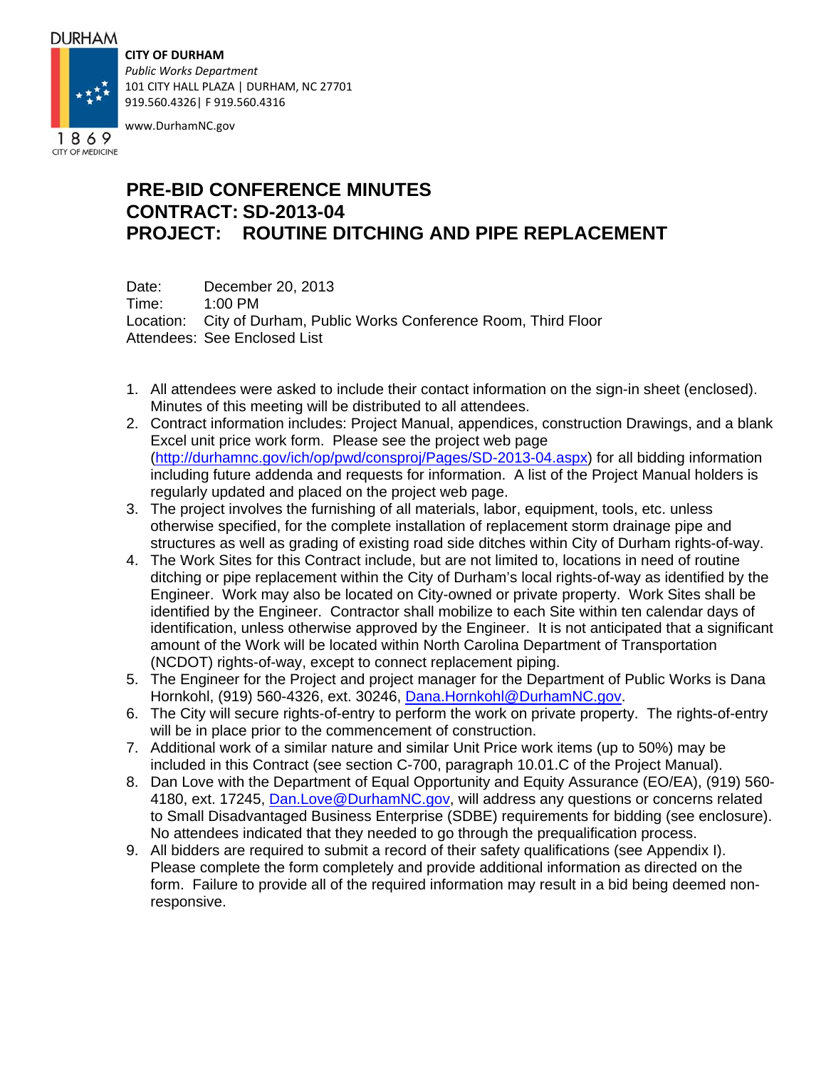DURHAM

**CITY OF DURHAM**
*Public Works Department*
101 CITY HALL PLAZA | DURHAM, NC 27701
919.560.4326| F 919.560.4316

www.DurhamNC.gov

1869
CITY OF MEDICINE

# PRE-BID CONFERENCE MINUTES
# CONTRACT: SD-2013-04
# PROJECT: ROUTINE DITCHING AND PIPE REPLACEMENT

Date: December 20, 2013
Time: 1:00 PM
Location: City of Durham, Public Works Conference Room, Third Floor
Attendees: See Enclosed List

1. All attendees were asked to include their contact information on the sign-in sheet (enclosed). Minutes of this meeting will be distributed to all attendees.
2. Contract information includes: Project Manual, appendices, construction Drawings, and a blank Excel unit price work form. Please see the project web page (http://durhamnc.gov/ich/op/pwd/consproj/Pages/SD-2013-04.aspx) for all bidding information including future addenda and requests for information. A list of the Project Manual holders is regularly updated and placed on the project web page.
3. The project involves the furnishing of all materials, labor, equipment, tools, etc. unless otherwise specified, for the complete installation of replacement storm drainage pipe and structures as well as grading of existing road side ditches within City of Durham rights-of-way.
4. The Work Sites for this Contract include, but are not limited to, locations in need of routine ditching or pipe replacement within the City of Durham's local rights-of-way as identified by the Engineer. Work may also be located on City-owned or private property. Work Sites shall be identified by the Engineer. Contractor shall mobilize to each Site within ten calendar days of identification, unless otherwise approved by the Engineer. It is not anticipated that a significant amount of the Work will be located within North Carolina Department of Transportation (NCDOT) rights-of-way, except to connect replacement piping.
5. The Engineer for the Project and project manager for the Department of Public Works is Dana Hornkohl, (919) 560-4326, ext. 30246, Dana.Hornkohl@DurhamNC.gov.
6. The City will secure rights-of-entry to perform the work on private property. The rights-of-entry will be in place prior to the commencement of construction.
7. Additional work of a similar nature and similar Unit Price work items (up to 50%) may be included in this Contract (see section C-700, paragraph 10.01.C of the Project Manual).
8. Dan Love with the Department of Equal Opportunity and Equity Assurance (EO/EA), (919) 560-4180, ext. 17245, Dan.Love@DurhamNC.gov, will address any questions or concerns related to Small Disadvantaged Business Enterprise (SDBE) requirements for bidding (see enclosure). No attendees indicated that they needed to go through the prequalification process.
9. All bidders are required to submit a record of their safety qualifications (see Appendix I). Please complete the form completely and provide additional information as directed on the form. Failure to provide all of the required information may result in a bid being deemed non-responsive.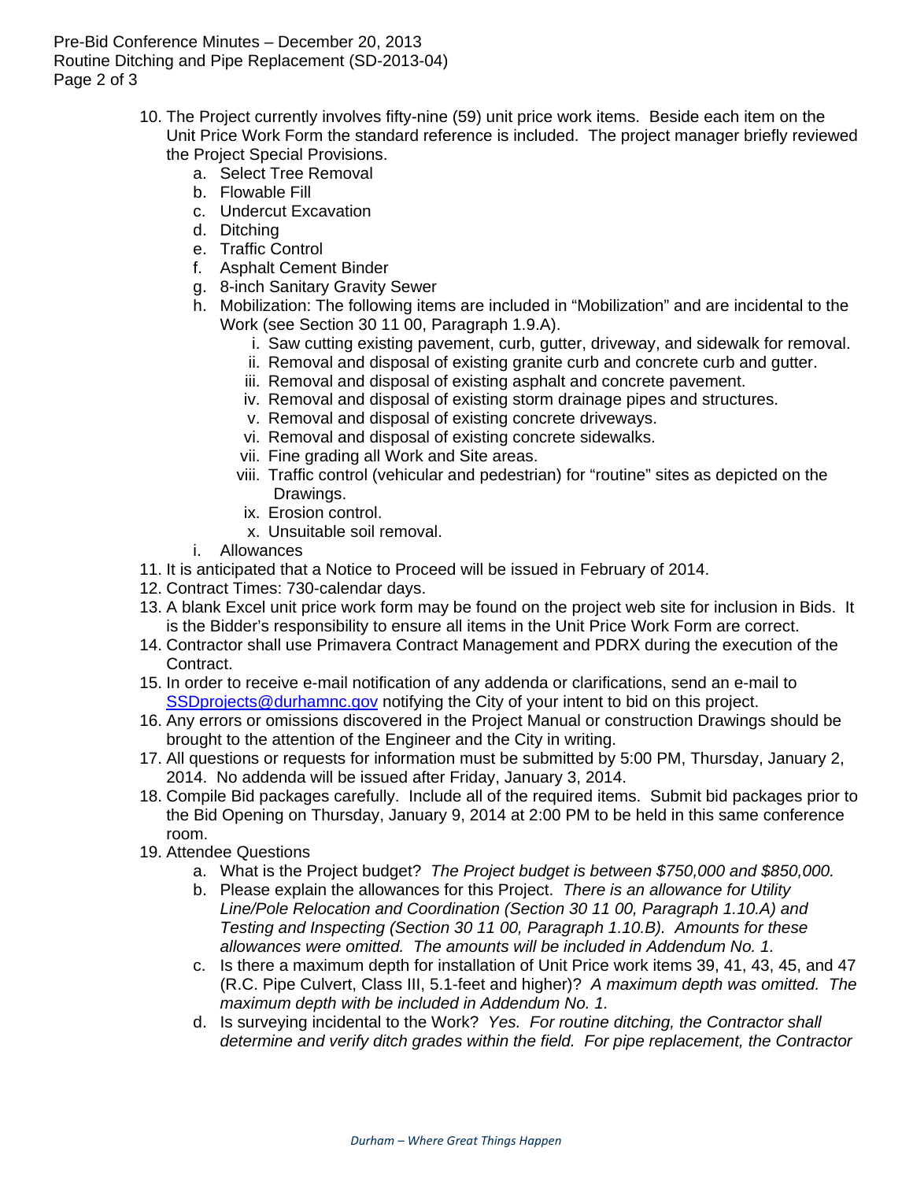10. The Project currently involves fifty-nine (59) unit price work items. Beside each item on the Unit Price Work Form the standard reference is included. The project manager briefly reviewed the Project Special Provisions.
    a. Select Tree Removal
    b. Flowable Fill
    c. Undercut Excavation
    d. Ditching
    e. Traffic Control
    f. Asphalt Cement Binder
    g. 8-inch Sanitary Gravity Sewer
    h. Mobilization: The following items are included in "Mobilization" and are incidental to the Work (see Section 30 11 00, Paragraph 1.9.A).
        i. Saw cutting existing pavement, curb, gutter, driveway, and sidewalk for removal.
        ii. Removal and disposal of existing granite curb and concrete curb and gutter.
        iii. Removal and disposal of existing asphalt and concrete pavement.
        iv. Removal and disposal of existing storm drainage pipes and structures.
        v. Removal and disposal of existing concrete driveways.
        vi. Removal and disposal of existing concrete sidewalks.
        vii. Fine grading all Work and Site areas.
        viii. Traffic control (vehicular and pedestrian) for "routine" sites as depicted on the Drawings.
        ix. Erosion control.
        x. Unsuitable soil removal.
    i. Allowances
11. It is anticipated that a Notice to Proceed will be issued in February of 2014.
12. Contract Times: 730-calendar days.
13. A blank Excel unit price work form may be found on the project web site for inclusion in Bids. It is the Bidder's responsibility to ensure all items in the Unit Price Work Form are correct.
14. Contractor shall use Primavera Contract Management and PDRX during the execution of the Contract.
15. In order to receive e-mail notification of any addenda or clarifications, send an e-mail to SSDprojects@durhamnc.gov notifying the City of your intent to bid on this project.
16. Any errors or omissions discovered in the Project Manual or construction Drawings should be brought to the attention of the Engineer and the City in writing.
17. All questions or requests for information must be submitted by 5:00 PM, Thursday, January 2, 2014. No addenda will be issued after Friday, January 3, 2014.
18. Compile Bid packages carefully. Include all of the required items. Submit bid packages prior to the Bid Opening on Thursday, January 9, 2014 at 2:00 PM to be held in this same conference room.
19. Attendee Questions
    a. What is the Project budget? *The Project budget is between $750,000 and $850,000.*
    b. Please explain the allowances for this Project. *There is an allowance for Utility Line/Pole Relocation and Coordination (Section 30 11 00, Paragraph 1.10.A) and Testing and Inspecting (Section 30 11 00, Paragraph 1.10.B). Amounts for these allowances were omitted. The amounts will be included in Addendum No. 1.*
    c. Is there a maximum depth for installation of Unit Price work items 39, 41, 43, 45, and 47 (R.C. Pipe Culvert, Class III, 5.1-feet and higher)? *A maximum depth was omitted. The maximum depth with be included in Addendum No. 1.*
    d. Is surveying incidental to the Work? *Yes. For routine ditching, the Contractor shall determine and verify ditch grades within the field. For pipe replacement, the Contractor*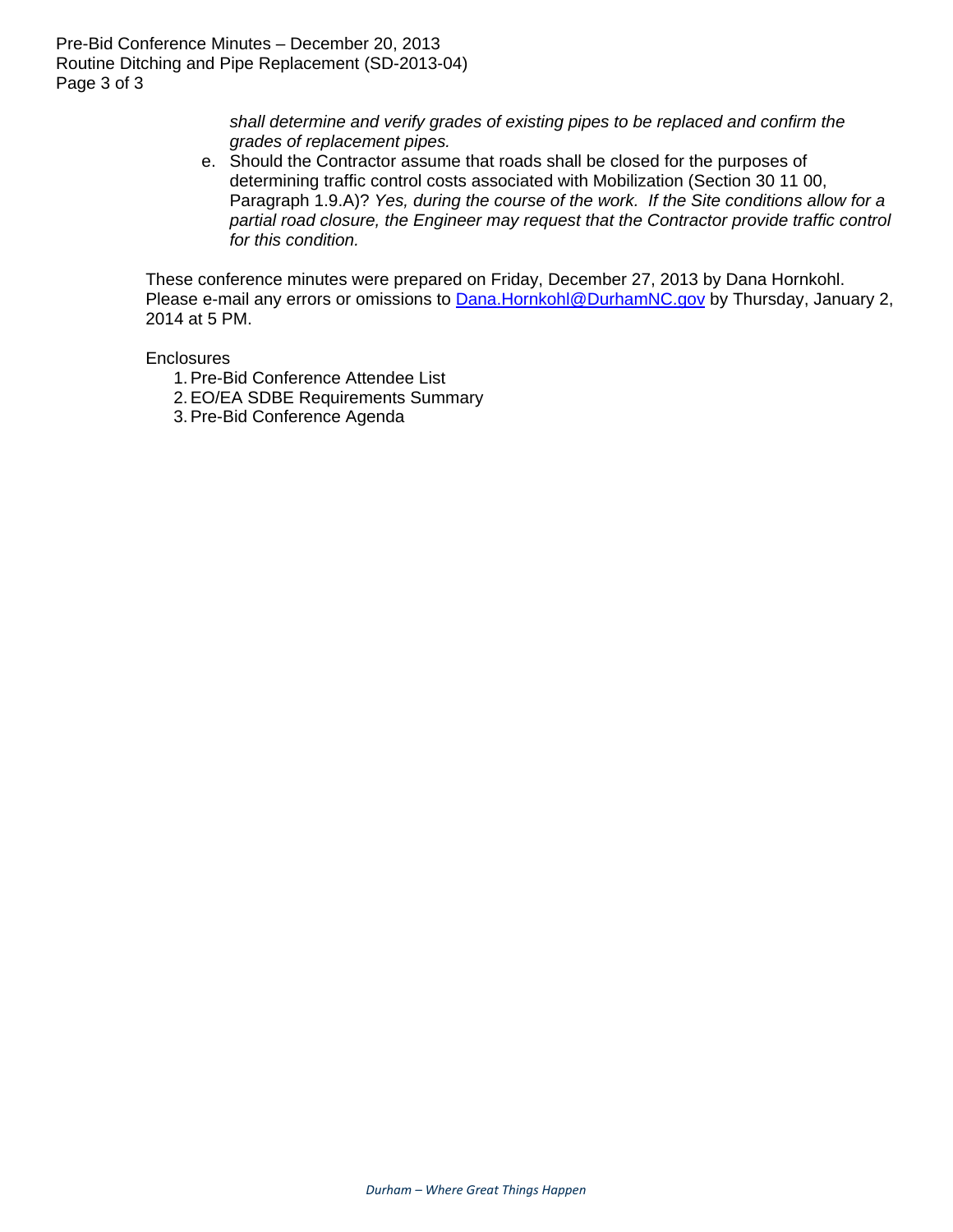*shall determine and verify grades of existing pipes to be replaced and confirm the grades of replacement pipes.*

e. Should the Contractor assume that roads shall be closed for the purposes of determining traffic control costs associated with Mobilization (Section 30 11 00, Paragraph 1.9.A)? *Yes, during the course of the work. If the Site conditions allow for a partial road closure, the Engineer may request that the Contractor provide traffic control for this condition.*

These conference minutes were prepared on Friday, December 27, 2013 by Dana Hornkohl. Please e-mail any errors or omissions to [Dana.Hornkohl@DurhamNC.gov](mailto:Dana.Hornkohl@DurhamNC.gov) by Thursday, January 2, 2014 at 5 PM.

Enclosures

1. Pre-Bid Conference Attendee List
2. EO/EA SDBE Requirements Summary
3. Pre-Bid Conference Agenda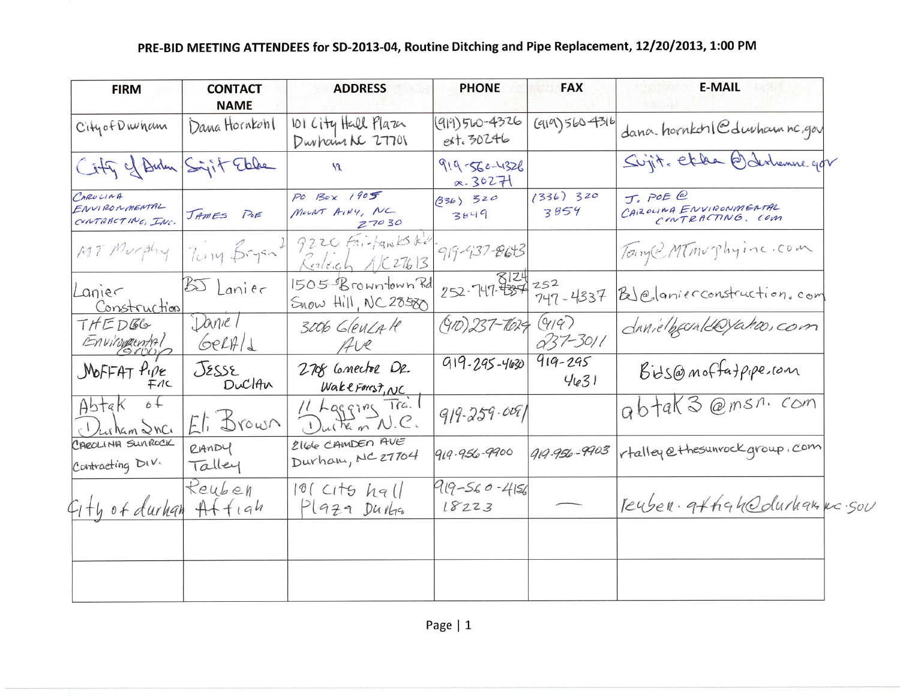# PRE-BID MEETING ATTENDEES for SD-2013-04, Routine Ditching and Pipe Replacement, 12/20/2013, 1:00 PM

| FIRM | CONTACT NAME | ADDRESS | PHONE | FAX | E-MAIL |
|---|---|---|---|---|---|
| City of Durham | Dana Hornkohl | 101 City Hall Plaza Durham NC 27701 | (919) 560-4326 ext. 30246 | (919) 560-4316 | dana.hornkohl@durhamnc.gov |
| City of Durham | Sujit Ekka | " | 919-560-4326 x. 30271 | | Sujit.ekka@durhamnc.gov |
| Carolina Environmental Contracting, Inc. | James Poe | PO Box 1905 Mount Airy, NC 27030 | (336) 320 3849 | (336) 320 3854 | J.Poe@CarolinaEnvironmentalContracting.com |
| MT Murphy | Tony Bryan | 9220 Fairbanks Rd Raleigh NC 27613 | 919-437-8643 | | Tony@MTmurphyinc.com |
| Lanier Construction | BJ Lanier | 1505 Browntown Rd Snow Hill, NC 28580 | 252-747-8124 | 252 747-4337 | BJ@lanierconstruction.com |
| THE DBG Environmental Group | Daniel Gerald | 3006 Glenlake Ave | (910) 237-7024 | (919) 237-3011 | danielgerald@yahoo.com |
| Moffat Pipe Inc | Jesse Duclau | 2708 Comecho Dr. Wake Forest, NC | 919-295-4630 | 919-295 4631 | Bids@moffatpipe.com |
| Abtak of Durham Inc. | Eli Brown | 11 Logging Trail Durham N.C. | 919-259-0091 | | abtak3@msn.com |
| Carolina Sunrock Contracting Div. | Randy Talley | 2166 Camden Ave Durham, NC 27704 | 919-956-9900 | 919-956-9903 | rtalley@thesunrockgroup.com |
| City of durham | Reuben Affiah | 101 City hall Plaza Durham | 919-560-4156 18223 | — | reuben.affiah@durhamnc.gov |
| | | | | | |
| | | | | | |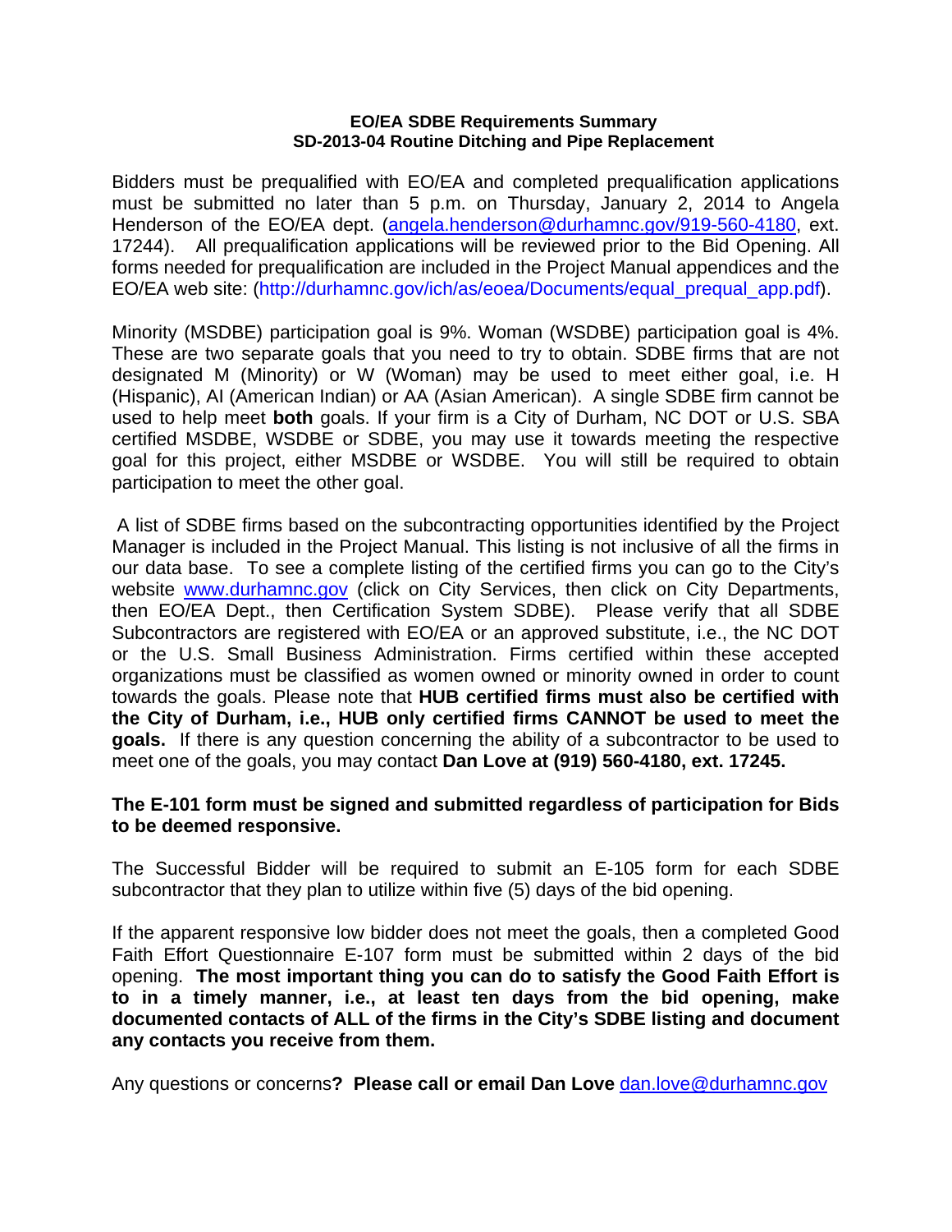**EO/EA SDBE Requirements Summary**
**SD-2013-04 Routine Ditching and Pipe Replacement**

Bidders must be prequalified with EO/EA and completed prequalification applications must be submitted no later than 5 p.m. on Thursday, January 2, 2014 to Angela Henderson of the EO/EA dept. (angela.henderson@durhamnc.gov/919-560-4180, ext. 17244). All prequalification applications will be reviewed prior to the Bid Opening. All forms needed for prequalification are included in the Project Manual appendices and the EO/EA web site: (http://durhamnc.gov/ich/as/eoea/Documents/equal_prequal_app.pdf).

Minority (MSDBE) participation goal is 9%. Woman (WSDBE) participation goal is 4%. These are two separate goals that you need to try to obtain. SDBE firms that are not designated M (Minority) or W (Woman) may be used to meet either goal, i.e. H (Hispanic), AI (American Indian) or AA (Asian American). A single SDBE firm cannot be used to help meet **both** goals. If your firm is a City of Durham, NC DOT or U.S. SBA certified MSDBE, WSDBE or SDBE, you may use it towards meeting the respective goal for this project, either MSDBE or WSDBE. You will still be required to obtain participation to meet the other goal.

A list of SDBE firms based on the subcontracting opportunities identified by the Project Manager is included in the Project Manual. This listing is not inclusive of all the firms in our data base. To see a complete listing of the certified firms you can go to the City's website www.durhamnc.gov (click on City Services, then click on City Departments, then EO/EA Dept., then Certification System SDBE). Please verify that all SDBE Subcontractors are registered with EO/EA or an approved substitute, i.e., the NC DOT or the U.S. Small Business Administration. Firms certified within these accepted organizations must be classified as women owned or minority owned in order to count towards the goals. Please note that **HUB certified firms must also be certified with the City of Durham, i.e., HUB only certified firms CANNOT be used to meet the goals.** If there is any question concerning the ability of a subcontractor to be used to meet one of the goals, you may contact **Dan Love at (919) 560-4180, ext. 17245.**

**The E-101 form must be signed and submitted regardless of participation for Bids to be deemed responsive.**

The Successful Bidder will be required to submit an E-105 form for each SDBE subcontractor that they plan to utilize within five (5) days of the bid opening.

If the apparent responsive low bidder does not meet the goals, then a completed Good Faith Effort Questionnaire E-107 form must be submitted within 2 days of the bid opening. **The most important thing you can do to satisfy the Good Faith Effort is to in a timely manner, i.e., at least ten days from the bid opening, make documented contacts of ALL of the firms in the City's SDBE listing and document any contacts you receive from them.**

Any questions or concerns**? Please call or email Dan Love** dan.love@durhamnc.gov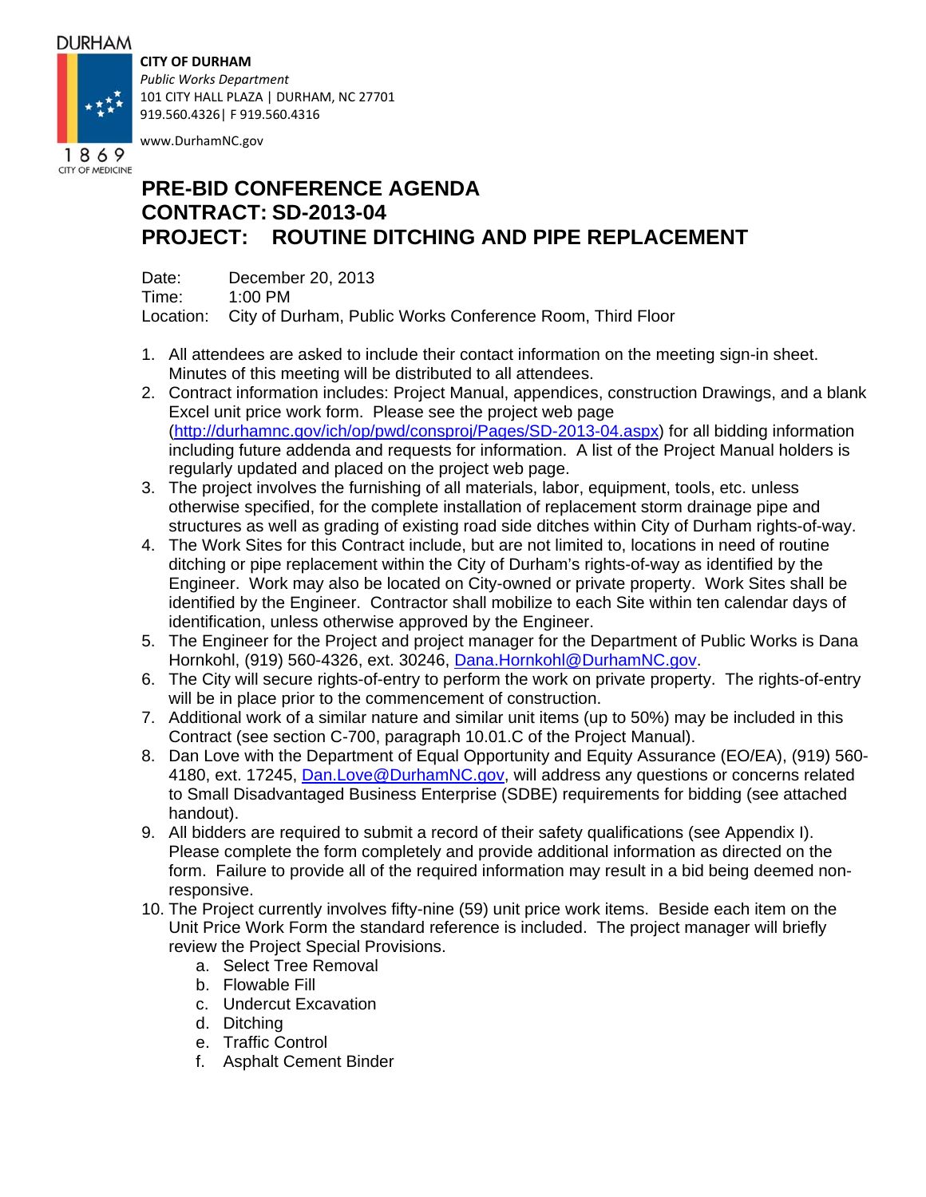DURHAM

1869
CITY OF MEDICINE

**CITY OF DURHAM**
*Public Works Department*
101 CITY HALL PLAZA | DURHAM, NC 27701
919.560.4326| F 919.560.4316

www.DurhamNC.gov

# PRE-BID CONFERENCE AGENDA
# CONTRACT: SD-2013-04
# PROJECT: ROUTINE DITCHING AND PIPE REPLACEMENT

Date: December 20, 2013
Time: 1:00 PM
Location: City of Durham, Public Works Conference Room, Third Floor

1. All attendees are asked to include their contact information on the meeting sign-in sheet. Minutes of this meeting will be distributed to all attendees.
2. Contract information includes: Project Manual, appendices, construction Drawings, and a blank Excel unit price work form. Please see the project web page (http://durhamnc.gov/ich/op/pwd/consproj/Pages/SD-2013-04.aspx) for all bidding information including future addenda and requests for information. A list of the Project Manual holders is regularly updated and placed on the project web page.
3. The project involves the furnishing of all materials, labor, equipment, tools, etc. unless otherwise specified, for the complete installation of replacement storm drainage pipe and structures as well as grading of existing road side ditches within City of Durham rights-of-way.
4. The Work Sites for this Contract include, but are not limited to, locations in need of routine ditching or pipe replacement within the City of Durham's rights-of-way as identified by the Engineer. Work may also be located on City-owned or private property. Work Sites shall be identified by the Engineer. Contractor shall mobilize to each Site within ten calendar days of identification, unless otherwise approved by the Engineer.
5. The Engineer for the Project and project manager for the Department of Public Works is Dana Hornkohl, (919) 560-4326, ext. 30246, Dana.Hornkohl@DurhamNC.gov.
6. The City will secure rights-of-entry to perform the work on private property. The rights-of-entry will be in place prior to the commencement of construction.
7. Additional work of a similar nature and similar unit items (up to 50%) may be included in this Contract (see section C-700, paragraph 10.01.C of the Project Manual).
8. Dan Love with the Department of Equal Opportunity and Equity Assurance (EO/EA), (919) 560-4180, ext. 17245, Dan.Love@DurhamNC.gov, will address any questions or concerns related to Small Disadvantaged Business Enterprise (SDBE) requirements for bidding (see attached handout).
9. All bidders are required to submit a record of their safety qualifications (see Appendix I). Please complete the form completely and provide additional information as directed on the form. Failure to provide all of the required information may result in a bid being deemed non-responsive.
10. The Project currently involves fifty-nine (59) unit price work items. Beside each item on the Unit Price Work Form the standard reference is included. The project manager will briefly review the Project Special Provisions.
    a. Select Tree Removal
    b. Flowable Fill
    c. Undercut Excavation
    d. Ditching
    e. Traffic Control
    f. Asphalt Cement Binder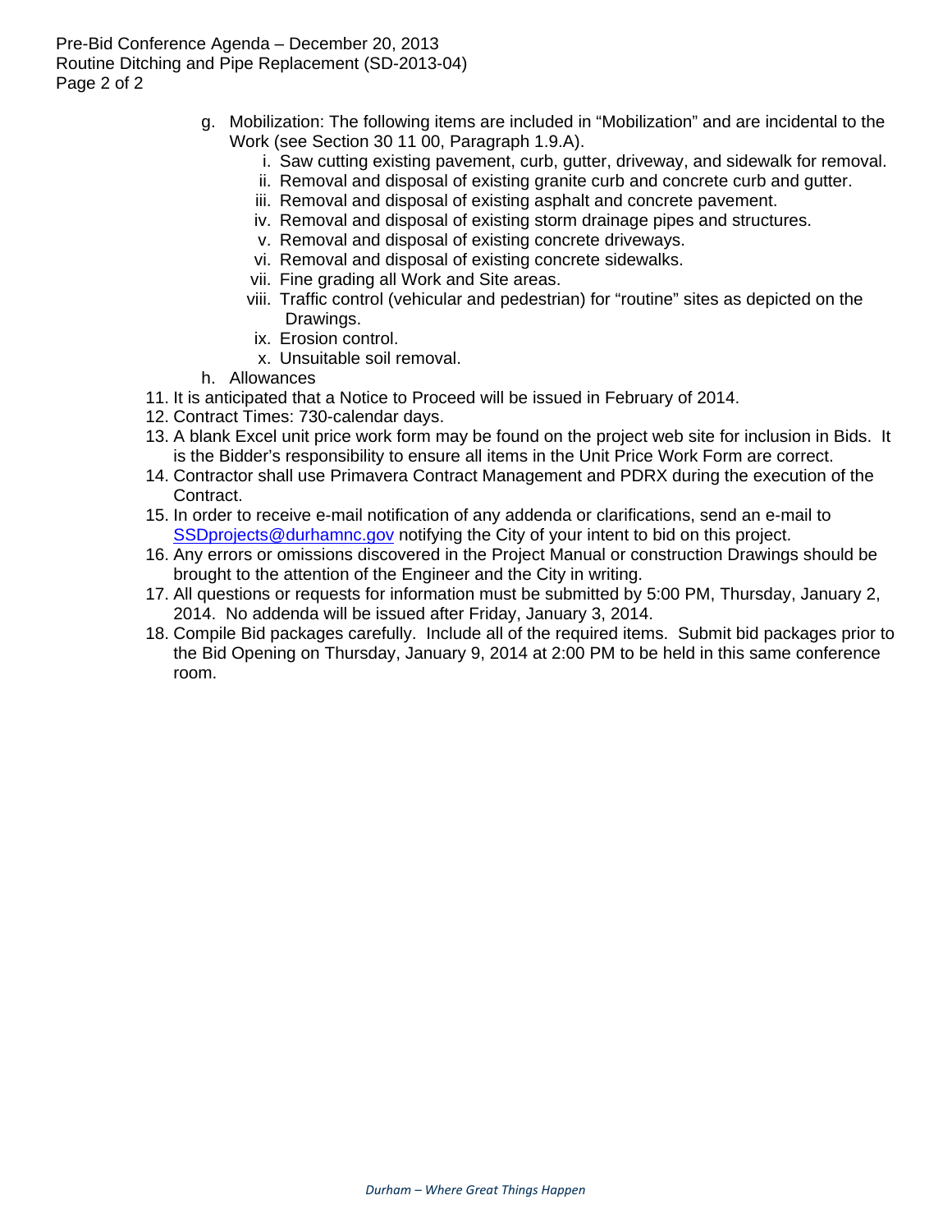g. Mobilization: The following items are included in "Mobilization" and are incidental to the Work (see Section 30 11 00, Paragraph 1.9.A).
   i. Saw cutting existing pavement, curb, gutter, driveway, and sidewalk for removal.
   ii. Removal and disposal of existing granite curb and concrete curb and gutter.
   iii. Removal and disposal of existing asphalt and concrete pavement.
   iv. Removal and disposal of existing storm drainage pipes and structures.
   v. Removal and disposal of existing concrete driveways.
   vi. Removal and disposal of existing concrete sidewalks.
   vii. Fine grading all Work and Site areas.
   viii. Traffic control (vehicular and pedestrian) for "routine" sites as depicted on the Drawings.
   ix. Erosion control.
   x. Unsuitable soil removal.

h. Allowances

11. It is anticipated that a Notice to Proceed will be issued in February of 2014.
12. Contract Times: 730-calendar days.
13. A blank Excel unit price work form may be found on the project web site for inclusion in Bids. It is the Bidder's responsibility to ensure all items in the Unit Price Work Form are correct.
14. Contractor shall use Primavera Contract Management and PDRX during the execution of the Contract.
15. In order to receive e-mail notification of any addenda or clarifications, send an e-mail to SSDprojects@durhamnc.gov notifying the City of your intent to bid on this project.
16. Any errors or omissions discovered in the Project Manual or construction Drawings should be brought to the attention of the Engineer and the City in writing.
17. All questions or requests for information must be submitted by 5:00 PM, Thursday, January 2, 2014. No addenda will be issued after Friday, January 3, 2014.
18. Compile Bid packages carefully. Include all of the required items. Submit bid packages prior to the Bid Opening on Thursday, January 9, 2014 at 2:00 PM to be held in this same conference room.